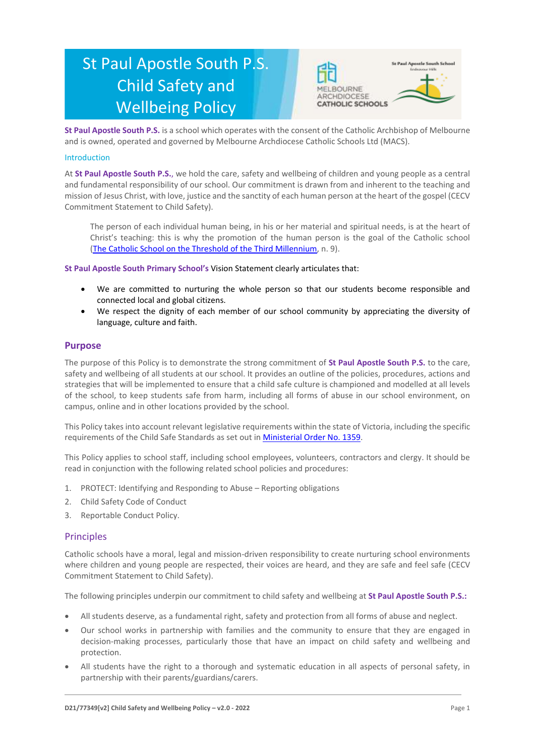# St Paul Apostle South P.S. Child Safety and Wellbeing Policy

**St Paul Apostle South P.S.** is a school which operates with the consent of the Catholic Archbishop of Melbourne and is owned, operated and governed by Melbourne Archdiocese Catholic Schools Ltd (MACS).

## Introduction

At **St Paul Apostle South P.S.**, we hold the care, safety and wellbeing of children and young people as a central and fundamental responsibility of our school. Our commitment is drawn from and inherent to the teaching and mission of Jesus Christ, with love, justice and the sanctity of each human person at the heart of the gospel (CECV Commitment Statement to Child Safety).

> The person of each individual human being, in his or her material and spiritual needs, is at the heart of Christ's teaching: this is why the promotion of the human person is the goal of the Catholic school ([The Catholic School on the Threshold of the Third Millennium](), n. 9).

**St Paul Apostle South Primary School's** Vision Statement clearly articulates that:

- We are committed to nurturing the whole person so that our students become responsible and connected local and global citizens.
- We respect the dignity of each member of our school community by appreciating the diversity of language, culture and faith.

## Purpose

The purpose of this Policy is to demonstrate the strong commitment of **St Paul Apostle South P.S.** to the care, safety and wellbeing of all students at our school. It provides an outline of the policies, procedures, actions and strategies that will be implemented to ensure that a child safe culture is championed and modelled at all levels of the school, to keep students safe from harm, including all forms of abuse in our school environment, on campus, online and in other locations provided by the school.

This Policy takes into account relevant legislative requirements within the state of Victoria, including the specific requirements of the Child Safe Standards as set out in [Ministerial Order No. 1359]().

This Policy applies to school staff, including school employees, volunteers, contractors and clergy. It should be read in conjunction with the following related school policies and procedures:

1. PROTECT: Identifying and Responding to Abuse – Reporting obligations
2. Child Safety Code of Conduct
3. Reportable Conduct Policy.

## Principles

Catholic schools have a moral, legal and mission-driven responsibility to create nurturing school environments where children and young people are respected, their voices are heard, and they are safe and feel safe (CECV Commitment Statement to Child Safety).

The following principles underpin our commitment to child safety and wellbeing at **St Paul Apostle South P.S.:**

- All students deserve, as a fundamental right, safety and protection from all forms of abuse and neglect.
- Our school works in partnership with families and the community to ensure that they are engaged in decision-making processes, particularly those that have an impact on child safety and wellbeing and protection.
- All students have the right to a thorough and systematic education in all aspects of personal safety, in partnership with their parents/guardians/carers.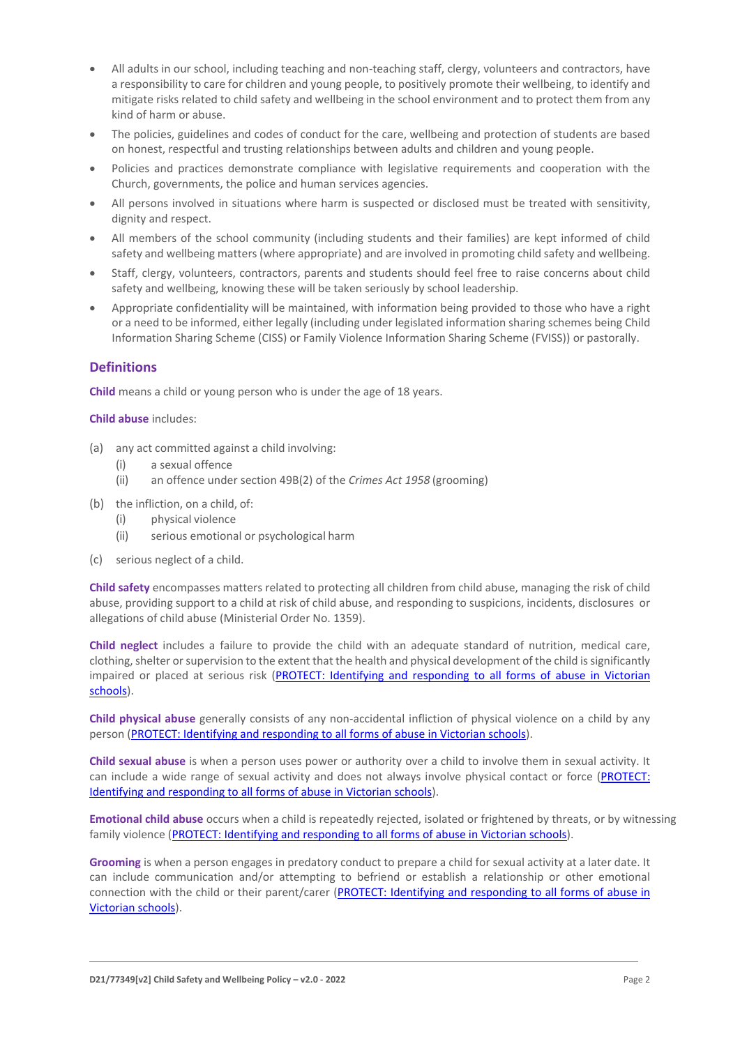- All adults in our school, including teaching and non-teaching staff, clergy, volunteers and contractors, have a responsibility to care for children and young people, to positively promote their wellbeing, to identify and mitigate risks related to child safety and wellbeing in the school environment and to protect them from any kind of harm or abuse.
- The policies, guidelines and codes of conduct for the care, wellbeing and protection of students are based on honest, respectful and trusting relationships between adults and children and young people.
- Policies and practices demonstrate compliance with legislative requirements and cooperation with the Church, governments, the police and human services agencies.
- All persons involved in situations where harm is suspected or disclosed must be treated with sensitivity, dignity and respect.
- All members of the school community (including students and their families) are kept informed of child safety and wellbeing matters (where appropriate) and are involved in promoting child safety and wellbeing.
- Staff, clergy, volunteers, contractors, parents and students should feel free to raise concerns about child safety and wellbeing, knowing these will be taken seriously by school leadership.
- Appropriate confidentiality will be maintained, with information being provided to those who have a right or a need to be informed, either legally (including under legislated information sharing schemes being Child Information Sharing Scheme (CISS) or Family Violence Information Sharing Scheme (FVISS)) or pastorally.

## Definitions

**Child** means a child or young person who is under the age of 18 years.

**Child abuse** includes:

(a) any act committed against a child involving:
   (i) a sexual offence
   (ii) an offence under section 49B(2) of the *Crimes Act 1958* (grooming)

(b) the infliction, on a child, of:
   (i) physical violence
   (ii) serious emotional or psychological harm

(c) serious neglect of a child.

**Child safety** encompasses matters related to protecting all children from child abuse, managing the risk of child abuse, providing support to a child at risk of child abuse, and responding to suspicions, incidents, disclosures or allegations of child abuse (Ministerial Order No. 1359).

**Child neglect** includes a failure to provide the child with an adequate standard of nutrition, medical care, clothing, shelter or supervision to the extent that the health and physical development of the child is significantly impaired or placed at serious risk (PROTECT: Identifying and responding to all forms of abuse in Victorian schools).

**Child physical abuse** generally consists of any non-accidental infliction of physical violence on a child by any person (PROTECT: Identifying and responding to all forms of abuse in Victorian schools).

**Child sexual abuse** is when a person uses power or authority over a child to involve them in sexual activity. It can include a wide range of sexual activity and does not always involve physical contact or force (PROTECT: Identifying and responding to all forms of abuse in Victorian schools).

**Emotional child abuse** occurs when a child is repeatedly rejected, isolated or frightened by threats, or by witnessing family violence (PROTECT: Identifying and responding to all forms of abuse in Victorian schools).

**Grooming** is when a person engages in predatory conduct to prepare a child for sexual activity at a later date. It can include communication and/or attempting to befriend or establish a relationship or other emotional connection with the child or their parent/carer (PROTECT: Identifying and responding to all forms of abuse in Victorian schools).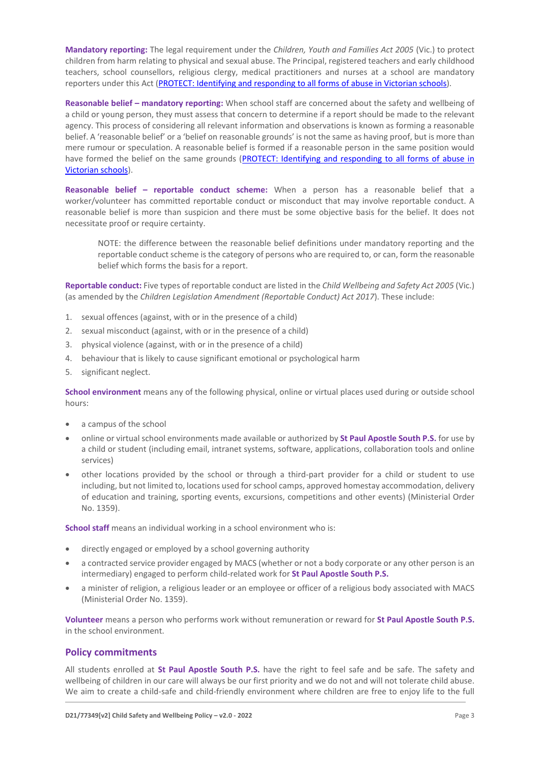**Mandatory reporting:** The legal requirement under the *Children, Youth and Families Act 2005* (Vic.) to protect children from harm relating to physical and sexual abuse. The Principal, registered teachers and early childhood teachers, school counsellors, religious clergy, medical practitioners and nurses at a school are mandatory reporters under this Act ([PROTECT: Identifying and responding to all forms of abuse in Victorian schools]()).

**Reasonable belief – mandatory reporting:** When school staff are concerned about the safety and wellbeing of a child or young person, they must assess that concern to determine if a report should be made to the relevant agency. This process of considering all relevant information and observations is known as forming a reasonable belief. A 'reasonable belief' or a 'belief on reasonable grounds' is not the same as having proof, but is more than mere rumour or speculation. A reasonable belief is formed if a reasonable person in the same position would have formed the belief on the same grounds ([PROTECT: Identifying and responding to all forms of abuse in Victorian schools]()).

**Reasonable belief – reportable conduct scheme:** When a person has a reasonable belief that a worker/volunteer has committed reportable conduct or misconduct that may involve reportable conduct. A reasonable belief is more than suspicion and there must be some objective basis for the belief. It does not necessitate proof or require certainty.

> NOTE: the difference between the reasonable belief definitions under mandatory reporting and the reportable conduct scheme is the category of persons who are required to, or can, form the reasonable belief which forms the basis for a report.

**Reportable conduct:** Five types of reportable conduct are listed in the *Child Wellbeing and Safety Act 2005* (Vic.) (as amended by the *Children Legislation Amendment (Reportable Conduct) Act 2017*). These include:

1. sexual offences (against, with or in the presence of a child)
2. sexual misconduct (against, with or in the presence of a child)
3. physical violence (against, with or in the presence of a child)
4. behaviour that is likely to cause significant emotional or psychological harm
5. significant neglect.

**School environment** means any of the following physical, online or virtual places used during or outside school hours:

- a campus of the school
- online or virtual school environments made available or authorized by **St Paul Apostle South P.S.** for use by a child or student (including email, intranet systems, software, applications, collaboration tools and online services)
- other locations provided by the school or through a third-part provider for a child or student to use including, but not limited to, locations used for school camps, approved homestay accommodation, delivery of education and training, sporting events, excursions, competitions and other events) (Ministerial Order No. 1359).

**School staff** means an individual working in a school environment who is:

- directly engaged or employed by a school governing authority
- a contracted service provider engaged by MACS (whether or not a body corporate or any other person is an intermediary) engaged to perform child-related work for **St Paul Apostle South P.S.**
- a minister of religion, a religious leader or an employee or officer of a religious body associated with MACS (Ministerial Order No. 1359).

**Volunteer** means a person who performs work without remuneration or reward for **St Paul Apostle South P.S.** in the school environment.

## Policy commitments

All students enrolled at **St Paul Apostle South P.S.** have the right to feel safe and be safe. The safety and wellbeing of children in our care will always be our first priority and we do not and will not tolerate child abuse. We aim to create a child-safe and child-friendly environment where children are free to enjoy life to the full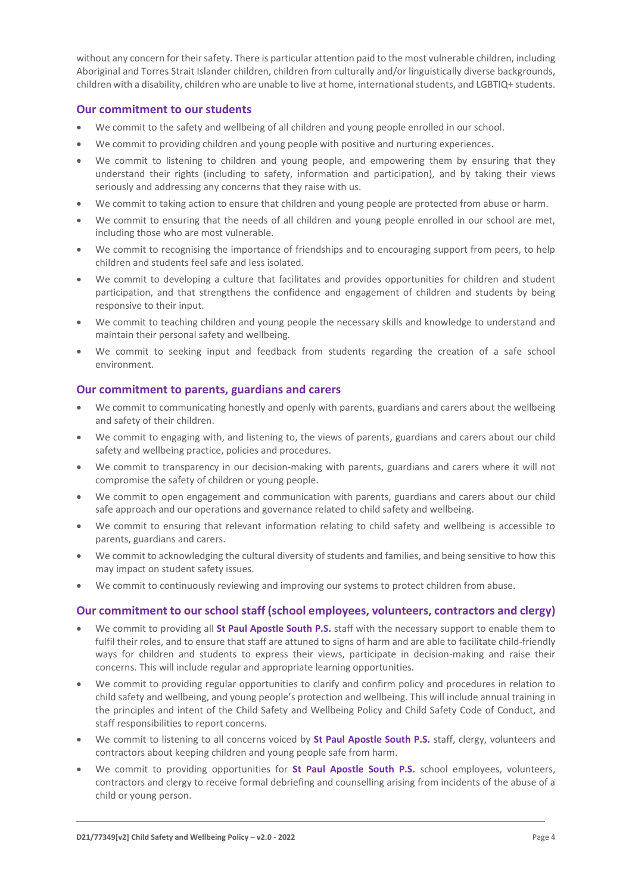without any concern for their safety. There is particular attention paid to the most vulnerable children, including Aboriginal and Torres Strait Islander children, children from culturally and/or linguistically diverse backgrounds, children with a disability, children who are unable to live at home, international students, and LGBTIQ+ students.

### Our commitment to our students

- We commit to the safety and wellbeing of all children and young people enrolled in our school.
- We commit to providing children and young people with positive and nurturing experiences.
- We commit to listening to children and young people, and empowering them by ensuring that they understand their rights (including to safety, information and participation), and by taking their views seriously and addressing any concerns that they raise with us.
- We commit to taking action to ensure that children and young people are protected from abuse or harm.
- We commit to ensuring that the needs of all children and young people enrolled in our school are met, including those who are most vulnerable.
- We commit to recognising the importance of friendships and to encouraging support from peers, to help children and students feel safe and less isolated.
- We commit to developing a culture that facilitates and provides opportunities for children and student participation, and that strengthens the confidence and engagement of children and students by being responsive to their input.
- We commit to teaching children and young people the necessary skills and knowledge to understand and maintain their personal safety and wellbeing.
- We commit to seeking input and feedback from students regarding the creation of a safe school environment.

### Our commitment to parents, guardians and carers

- We commit to communicating honestly and openly with parents, guardians and carers about the wellbeing and safety of their children.
- We commit to engaging with, and listening to, the views of parents, guardians and carers about our child safety and wellbeing practice, policies and procedures.
- We commit to transparency in our decision-making with parents, guardians and carers where it will not compromise the safety of children or young people.
- We commit to open engagement and communication with parents, guardians and carers about our child safe approach and our operations and governance related to child safety and wellbeing.
- We commit to ensuring that relevant information relating to child safety and wellbeing is accessible to parents, guardians and carers.
- We commit to acknowledging the cultural diversity of students and families, and being sensitive to how this may impact on student safety issues.
- We commit to continuously reviewing and improving our systems to protect children from abuse.

### Our commitment to our school staff (school employees, volunteers, contractors and clergy)

- We commit to providing all **St Paul Apostle South P.S.** staff with the necessary support to enable them to fulfil their roles, and to ensure that staff are attuned to signs of harm and are able to facilitate child-friendly ways for children and students to express their views, participate in decision-making and raise their concerns. This will include regular and appropriate learning opportunities.
- We commit to providing regular opportunities to clarify and confirm policy and procedures in relation to child safety and wellbeing, and young people's protection and wellbeing. This will include annual training in the principles and intent of the Child Safety and Wellbeing Policy and Child Safety Code of Conduct, and staff responsibilities to report concerns.
- We commit to listening to all concerns voiced by **St Paul Apostle South P.S.** staff, clergy, volunteers and contractors about keeping children and young people safe from harm.
- We commit to providing opportunities for **St Paul Apostle South P.S.** school employees, volunteers, contractors and clergy to receive formal debriefing and counselling arising from incidents of the abuse of a child or young person.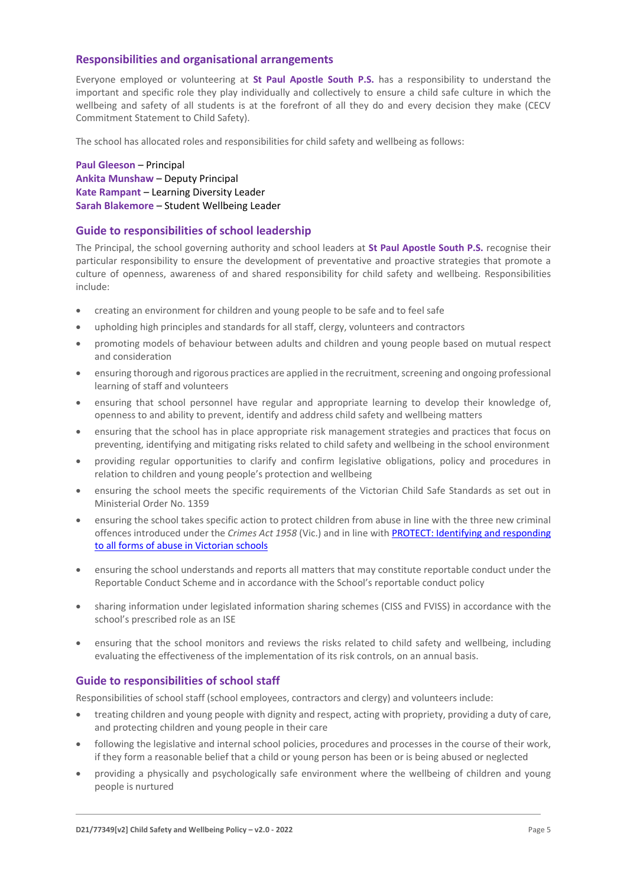## Responsibilities and organisational arrangements

Everyone employed or volunteering at **St Paul Apostle South P.S.** has a responsibility to understand the important and specific role they play individually and collectively to ensure a child safe culture in which the wellbeing and safety of all students is at the forefront of all they do and every decision they make (CECV Commitment Statement to Child Safety).

The school has allocated roles and responsibilities for child safety and wellbeing as follows:

**Paul Gleeson** – Principal
**Ankita Munshaw** – Deputy Principal
**Kate Rampant** – Learning Diversity Leader
**Sarah Blakemore** – Student Wellbeing Leader

## Guide to responsibilities of school leadership

The Principal, the school governing authority and school leaders at **St Paul Apostle South P.S.** recognise their particular responsibility to ensure the development of preventative and proactive strategies that promote a culture of openness, awareness of and shared responsibility for child safety and wellbeing. Responsibilities include:

- creating an environment for children and young people to be safe and to feel safe
- upholding high principles and standards for all staff, clergy, volunteers and contractors
- promoting models of behaviour between adults and children and young people based on mutual respect and consideration
- ensuring thorough and rigorous practices are applied in the recruitment, screening and ongoing professional learning of staff and volunteers
- ensuring that school personnel have regular and appropriate learning to develop their knowledge of, openness to and ability to prevent, identify and address child safety and wellbeing matters
- ensuring that the school has in place appropriate risk management strategies and practices that focus on preventing, identifying and mitigating risks related to child safety and wellbeing in the school environment
- providing regular opportunities to clarify and confirm legislative obligations, policy and procedures in relation to children and young people's protection and wellbeing
- ensuring the school meets the specific requirements of the Victorian Child Safe Standards as set out in Ministerial Order No. 1359
- ensuring the school takes specific action to protect children from abuse in line with the three new criminal offences introduced under the *Crimes Act 1958* (Vic.) and in line with [PROTECT: Identifying and responding to all forms of abuse in Victorian schools]
- ensuring the school understands and reports all matters that may constitute reportable conduct under the Reportable Conduct Scheme and in accordance with the School's reportable conduct policy
- sharing information under legislated information sharing schemes (CISS and FVISS) in accordance with the school's prescribed role as an ISE
- ensuring that the school monitors and reviews the risks related to child safety and wellbeing, including evaluating the effectiveness of the implementation of its risk controls, on an annual basis.

## Guide to responsibilities of school staff

Responsibilities of school staff (school employees, contractors and clergy) and volunteers include:

- treating children and young people with dignity and respect, acting with propriety, providing a duty of care, and protecting children and young people in their care
- following the legislative and internal school policies, procedures and processes in the course of their work, if they form a reasonable belief that a child or young person has been or is being abused or neglected
- providing a physically and psychologically safe environment where the wellbeing of children and young people is nurtured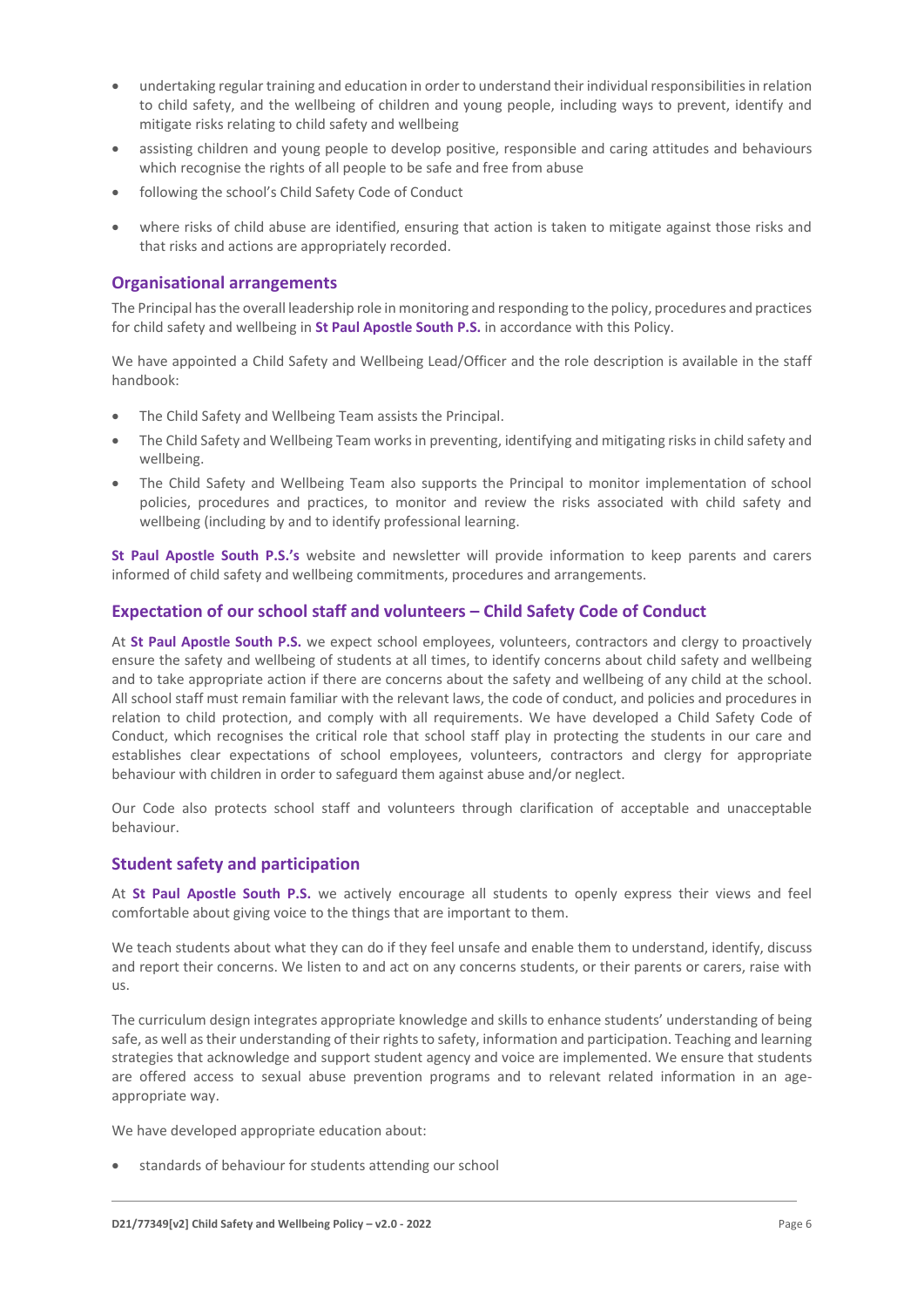- undertaking regular training and education in order to understand their individual responsibilities in relation to child safety, and the wellbeing of children and young people, including ways to prevent, identify and mitigate risks relating to child safety and wellbeing
- assisting children and young people to develop positive, responsible and caring attitudes and behaviours which recognise the rights of all people to be safe and free from abuse
- following the school's Child Safety Code of Conduct
- where risks of child abuse are identified, ensuring that action is taken to mitigate against those risks and that risks and actions are appropriately recorded.

## Organisational arrangements

The Principal has the overall leadership role in monitoring and responding to the policy, procedures and practices for child safety and wellbeing in **St Paul Apostle South P.S.** in accordance with this Policy.

We have appointed a Child Safety and Wellbeing Lead/Officer and the role description is available in the staff handbook:

- The Child Safety and Wellbeing Team assists the Principal.
- The Child Safety and Wellbeing Team works in preventing, identifying and mitigating risks in child safety and wellbeing.
- The Child Safety and Wellbeing Team also supports the Principal to monitor implementation of school policies, procedures and practices, to monitor and review the risks associated with child safety and wellbeing (including by and to identify professional learning.

**St Paul Apostle South P.S.'s** website and newsletter will provide information to keep parents and carers informed of child safety and wellbeing commitments, procedures and arrangements.

## Expectation of our school staff and volunteers – Child Safety Code of Conduct

At **St Paul Apostle South P.S.** we expect school employees, volunteers, contractors and clergy to proactively ensure the safety and wellbeing of students at all times, to identify concerns about child safety and wellbeing and to take appropriate action if there are concerns about the safety and wellbeing of any child at the school. All school staff must remain familiar with the relevant laws, the code of conduct, and policies and procedures in relation to child protection, and comply with all requirements. We have developed a Child Safety Code of Conduct, which recognises the critical role that school staff play in protecting the students in our care and establishes clear expectations of school employees, volunteers, contractors and clergy for appropriate behaviour with children in order to safeguard them against abuse and/or neglect.

Our Code also protects school staff and volunteers through clarification of acceptable and unacceptable behaviour.

## Student safety and participation

At **St Paul Apostle South P.S.** we actively encourage all students to openly express their views and feel comfortable about giving voice to the things that are important to them.

We teach students about what they can do if they feel unsafe and enable them to understand, identify, discuss and report their concerns. We listen to and act on any concerns students, or their parents or carers, raise with us.

The curriculum design integrates appropriate knowledge and skills to enhance students' understanding of being safe, as well as their understanding of their rights to safety, information and participation. Teaching and learning strategies that acknowledge and support student agency and voice are implemented. We ensure that students are offered access to sexual abuse prevention programs and to relevant related information in an age-appropriate way.

We have developed appropriate education about:

- standards of behaviour for students attending our school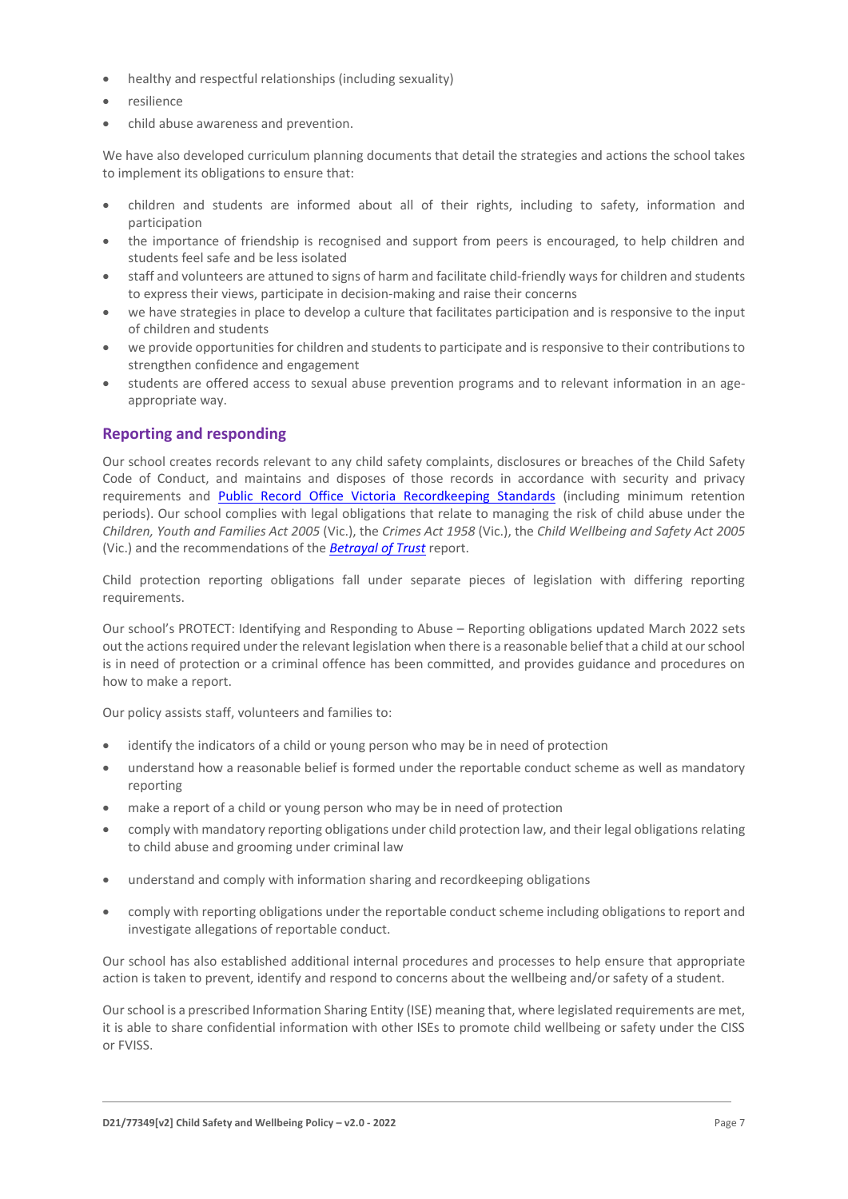- healthy and respectful relationships (including sexuality)
- resilience
- child abuse awareness and prevention.

We have also developed curriculum planning documents that detail the strategies and actions the school takes to implement its obligations to ensure that:

- children and students are informed about all of their rights, including to safety, information and participation
- the importance of friendship is recognised and support from peers is encouraged, to help children and students feel safe and be less isolated
- staff and volunteers are attuned to signs of harm and facilitate child-friendly ways for children and students to express their views, participate in decision-making and raise their concerns
- we have strategies in place to develop a culture that facilitates participation and is responsive to the input of children and students
- we provide opportunities for children and students to participate and is responsive to their contributions to strengthen confidence and engagement
- students are offered access to sexual abuse prevention programs and to relevant information in an age-appropriate way.

## Reporting and responding

Our school creates records relevant to any child safety complaints, disclosures or breaches of the Child Safety Code of Conduct, and maintains and disposes of those records in accordance with security and privacy requirements and [Public Record Office Victoria Recordkeeping Standards](#) (including minimum retention periods). Our school complies with legal obligations that relate to managing the risk of child abuse under the *Children, Youth and Families Act 2005* (Vic.), the *Crimes Act 1958* (Vic.), the *Child Wellbeing and Safety Act 2005* (Vic.) and the recommendations of the [*Betrayal of Trust*](#) report.

Child protection reporting obligations fall under separate pieces of legislation with differing reporting requirements.

Our school's PROTECT: Identifying and Responding to Abuse – Reporting obligations updated March 2022 sets out the actions required under the relevant legislation when there is a reasonable belief that a child at our school is in need of protection or a criminal offence has been committed, and provides guidance and procedures on how to make a report.

Our policy assists staff, volunteers and families to:

- identify the indicators of a child or young person who may be in need of protection
- understand how a reasonable belief is formed under the reportable conduct scheme as well as mandatory reporting
- make a report of a child or young person who may be in need of protection
- comply with mandatory reporting obligations under child protection law, and their legal obligations relating to child abuse and grooming under criminal law
- understand and comply with information sharing and recordkeeping obligations
- comply with reporting obligations under the reportable conduct scheme including obligations to report and investigate allegations of reportable conduct.

Our school has also established additional internal procedures and processes to help ensure that appropriate action is taken to prevent, identify and respond to concerns about the wellbeing and/or safety of a student.

Our school is a prescribed Information Sharing Entity (ISE) meaning that, where legislated requirements are met, it is able to share confidential information with other ISEs to promote child wellbeing or safety under the CISS or FVISS.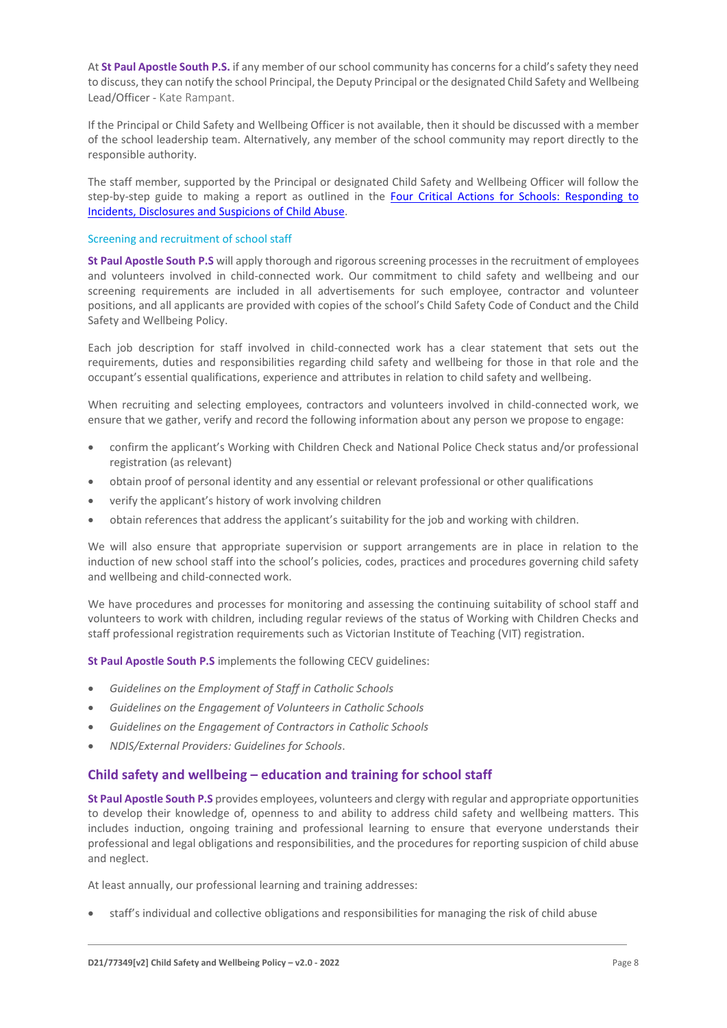At **St Paul Apostle South P.S.** if any member of our school community has concerns for a child's safety they need to discuss, they can notify the school Principal, the Deputy Principal or the designated Child Safety and Wellbeing Lead/Officer - Kate Rampant.

If the Principal or Child Safety and Wellbeing Officer is not available, then it should be discussed with a member of the school leadership team. Alternatively, any member of the school community may report directly to the responsible authority.

The staff member, supported by the Principal or designated Child Safety and Wellbeing Officer will follow the step-by-step guide to making a report as outlined in the Four Critical Actions for Schools: Responding to Incidents, Disclosures and Suspicions of Child Abuse.

### Screening and recruitment of school staff

**St Paul Apostle South P.S** will apply thorough and rigorous screening processes in the recruitment of employees and volunteers involved in child-connected work. Our commitment to child safety and wellbeing and our screening requirements are included in all advertisements for such employee, contractor and volunteer positions, and all applicants are provided with copies of the school's Child Safety Code of Conduct and the Child Safety and Wellbeing Policy.

Each job description for staff involved in child-connected work has a clear statement that sets out the requirements, duties and responsibilities regarding child safety and wellbeing for those in that role and the occupant's essential qualifications, experience and attributes in relation to child safety and wellbeing.

When recruiting and selecting employees, contractors and volunteers involved in child-connected work, we ensure that we gather, verify and record the following information about any person we propose to engage:

- confirm the applicant's Working with Children Check and National Police Check status and/or professional registration (as relevant)
- obtain proof of personal identity and any essential or relevant professional or other qualifications
- verify the applicant's history of work involving children
- obtain references that address the applicant's suitability for the job and working with children.

We will also ensure that appropriate supervision or support arrangements are in place in relation to the induction of new school staff into the school's policies, codes, practices and procedures governing child safety and wellbeing and child-connected work.

We have procedures and processes for monitoring and assessing the continuing suitability of school staff and volunteers to work with children, including regular reviews of the status of Working with Children Checks and staff professional registration requirements such as Victorian Institute of Teaching (VIT) registration.

**St Paul Apostle South P.S** implements the following CECV guidelines:

- *Guidelines on the Employment of Staff in Catholic Schools*
- *Guidelines on the Engagement of Volunteers in Catholic Schools*
- *Guidelines on the Engagement of Contractors in Catholic Schools*
- *NDIS/External Providers: Guidelines for Schools*.

## Child safety and wellbeing – education and training for school staff

**St Paul Apostle South P.S** provides employees, volunteers and clergy with regular and appropriate opportunities to develop their knowledge of, openness to and ability to address child safety and wellbeing matters. This includes induction, ongoing training and professional learning to ensure that everyone understands their professional and legal obligations and responsibilities, and the procedures for reporting suspicion of child abuse and neglect.

At least annually, our professional learning and training addresses:

- staff's individual and collective obligations and responsibilities for managing the risk of child abuse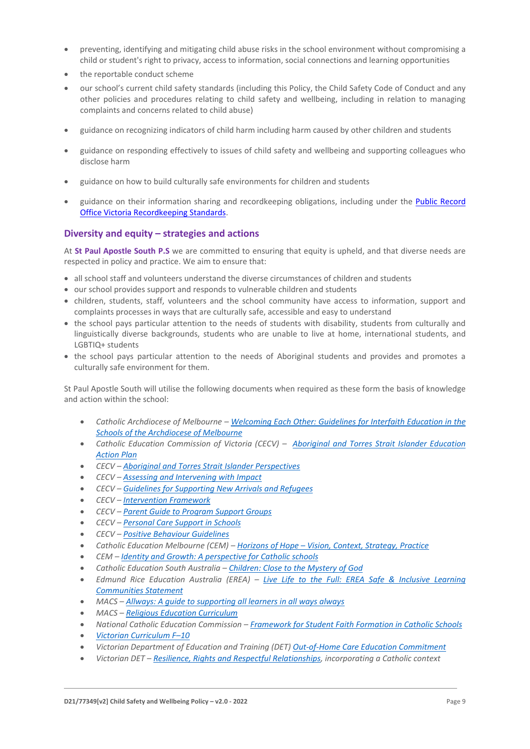- preventing, identifying and mitigating child abuse risks in the school environment without compromising a child or student's right to privacy, access to information, social connections and learning opportunities
- the reportable conduct scheme
- our school's current child safety standards (including this Policy, the Child Safety Code of Conduct and any other policies and procedures relating to child safety and wellbeing, including in relation to managing complaints and concerns related to child abuse)
- guidance on recognizing indicators of child harm including harm caused by other children and students
- guidance on responding effectively to issues of child safety and wellbeing and supporting colleagues who disclose harm
- guidance on how to build culturally safe environments for children and students
- guidance on their information sharing and recordkeeping obligations, including under the Public Record Office Victoria Recordkeeping Standards.

## Diversity and equity – strategies and actions

At **St Paul Apostle South P.S** we are committed to ensuring that equity is upheld, and that diverse needs are respected in policy and practice. We aim to ensure that:

- all school staff and volunteers understand the diverse circumstances of children and students
- our school provides support and responds to vulnerable children and students
- children, students, staff, volunteers and the school community have access to information, support and complaints processes in ways that are culturally safe, accessible and easy to understand
- the school pays particular attention to the needs of students with disability, students from culturally and linguistically diverse backgrounds, students who are unable to live at home, international students, and LGBTIQ+ students
- the school pays particular attention to the needs of Aboriginal students and provides and promotes a culturally safe environment for them.

St Paul Apostle South will utilise the following documents when required as these form the basis of knowledge and action within the school:

- *Catholic Archdiocese of Melbourne – Welcoming Each Other: Guidelines for Interfaith Education in the Schools of the Archdiocese of Melbourne*
- *Catholic Education Commission of Victoria (CECV) – Aboriginal and Torres Strait Islander Education Action Plan*
- *CECV – Aboriginal and Torres Strait Islander Perspectives*
- *CECV – Assessing and Intervening with Impact*
- *CECV – Guidelines for Supporting New Arrivals and Refugees*
- *CECV – Intervention Framework*
- *CECV – Parent Guide to Program Support Groups*
- *CECV – Personal Care Support in Schools*
- *CECV – Positive Behaviour Guidelines*
- *Catholic Education Melbourne (CEM) – Horizons of Hope – Vision, Context, Strategy, Practice*
- *CEM – Identity and Growth: A perspective for Catholic schools*
- *Catholic Education South Australia – Children: Close to the Mystery of God*
- *Edmund Rice Education Australia (EREA) – Live Life to the Full: EREA Safe & Inclusive Learning Communities Statement*
- *MACS – Allways: A guide to supporting all learners in all ways always*
- *MACS – Religious Education Curriculum*
- *National Catholic Education Commission – Framework for Student Faith Formation in Catholic Schools*
- *Victorian Curriculum F–10*
- *Victorian Department of Education and Training (DET) Out-of-Home Care Education Commitment*
- *Victorian DET – Resilience, Rights and Respectful Relationships, incorporating a Catholic context*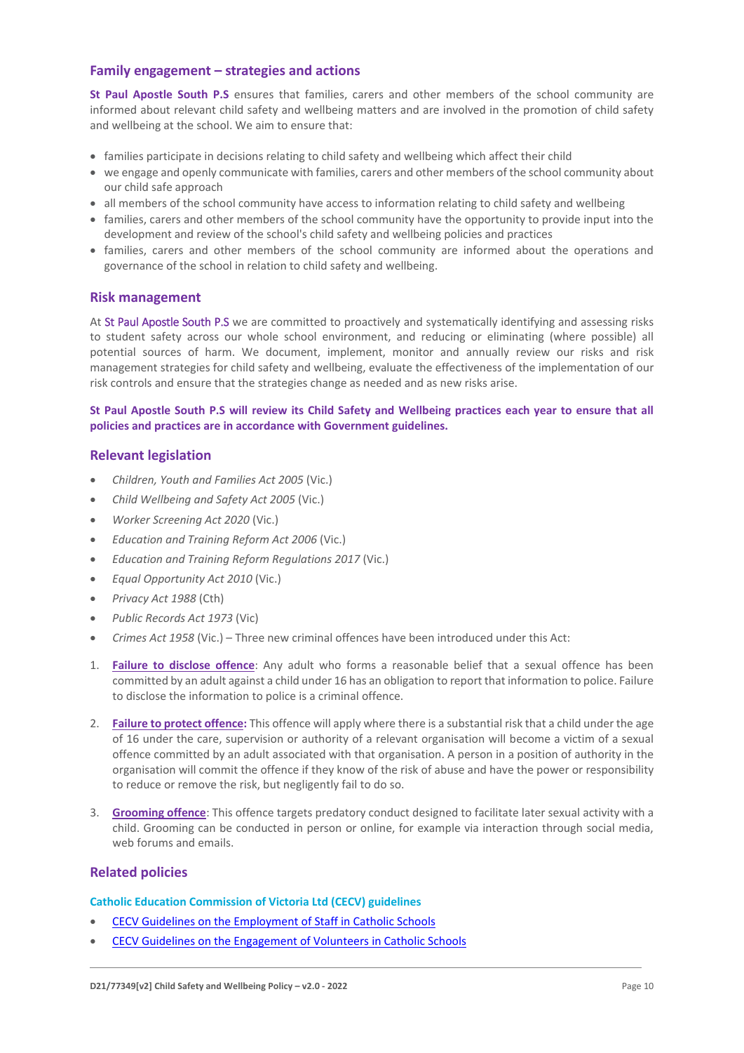## Family engagement – strategies and actions

**St Paul Apostle South P.S** ensures that families, carers and other members of the school community are informed about relevant child safety and wellbeing matters and are involved in the promotion of child safety and wellbeing at the school. We aim to ensure that:

- families participate in decisions relating to child safety and wellbeing which affect their child
- we engage and openly communicate with families, carers and other members of the school community about our child safe approach
- all members of the school community have access to information relating to child safety and wellbeing
- families, carers and other members of the school community have the opportunity to provide input into the development and review of the school's child safety and wellbeing policies and practices
- families, carers and other members of the school community are informed about the operations and governance of the school in relation to child safety and wellbeing.

## Risk management

At St Paul Apostle South P.S we are committed to proactively and systematically identifying and assessing risks to student safety across our whole school environment, and reducing or eliminating (where possible) all potential sources of harm. We document, implement, monitor and annually review our risks and risk management strategies for child safety and wellbeing, evaluate the effectiveness of the implementation of our risk controls and ensure that the strategies change as needed and as new risks arise.

**St Paul Apostle South P.S will review its Child Safety and Wellbeing practices each year to ensure that all policies and practices are in accordance with Government guidelines.**

## Relevant legislation

- *Children, Youth and Families Act 2005* (Vic.)
- *Child Wellbeing and Safety Act 2005* (Vic.)
- *Worker Screening Act 2020* (Vic.)
- *Education and Training Reform Act 2006* (Vic.)
- *Education and Training Reform Regulations 2017* (Vic.)
- *Equal Opportunity Act 2010* (Vic.)
- *Privacy Act 1988* (Cth)
- *Public Records Act 1973* (Vic)
- *Crimes Act 1958* (Vic.) – Three new criminal offences have been introduced under this Act:

1. **Failure to disclose offence**: Any adult who forms a reasonable belief that a sexual offence has been committed by an adult against a child under 16 has an obligation to report that information to police. Failure to disclose the information to police is a criminal offence.

2. **Failure to protect offence:** This offence will apply where there is a substantial risk that a child under the age of 16 under the care, supervision or authority of a relevant organisation will become a victim of a sexual offence committed by an adult associated with that organisation. A person in a position of authority in the organisation will commit the offence if they know of the risk of abuse and have the power or responsibility to reduce or remove the risk, but negligently fail to do so.

3. **Grooming offence**: This offence targets predatory conduct designed to facilitate later sexual activity with a child. Grooming can be conducted in person or online, for example via interaction through social media, web forums and emails.

## Related policies

**Catholic Education Commission of Victoria Ltd (CECV) guidelines**

- CECV Guidelines on the Employment of Staff in Catholic Schools
- CECV Guidelines on the Engagement of Volunteers in Catholic Schools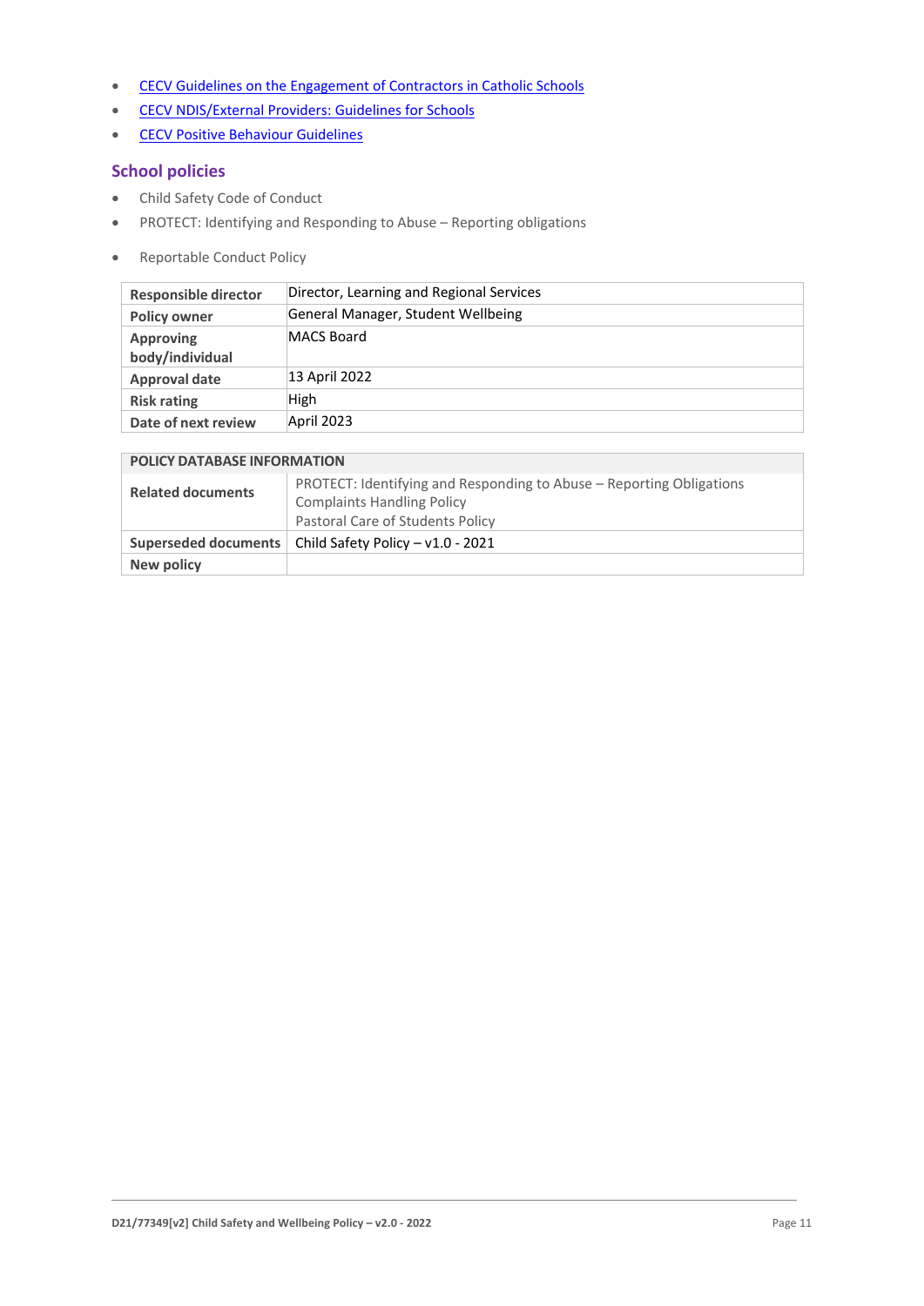- CECV Guidelines on the Engagement of Contractors in Catholic Schools
- CECV NDIS/External Providers: Guidelines for Schools
- CECV Positive Behaviour Guidelines

## School policies

- Child Safety Code of Conduct
- PROTECT: Identifying and Responding to Abuse – Reporting obligations
- Reportable Conduct Policy

| | |
|---|---|
| **Responsible director** | Director, Learning and Regional Services |
| **Policy owner** | General Manager, Student Wellbeing |
| **Approving body/individual** | MACS Board |
| **Approval date** | 13 April 2022 |
| **Risk rating** | High |
| **Date of next review** | April 2023 |

| **POLICY DATABASE INFORMATION** | |
|---|---|
| **Related documents** | PROTECT: Identifying and Responding to Abuse – Reporting Obligations<br>Complaints Handling Policy<br>Pastoral Care of Students Policy |
| **Superseded documents** | Child Safety Policy – v1.0 - 2021 |
| **New policy** | |